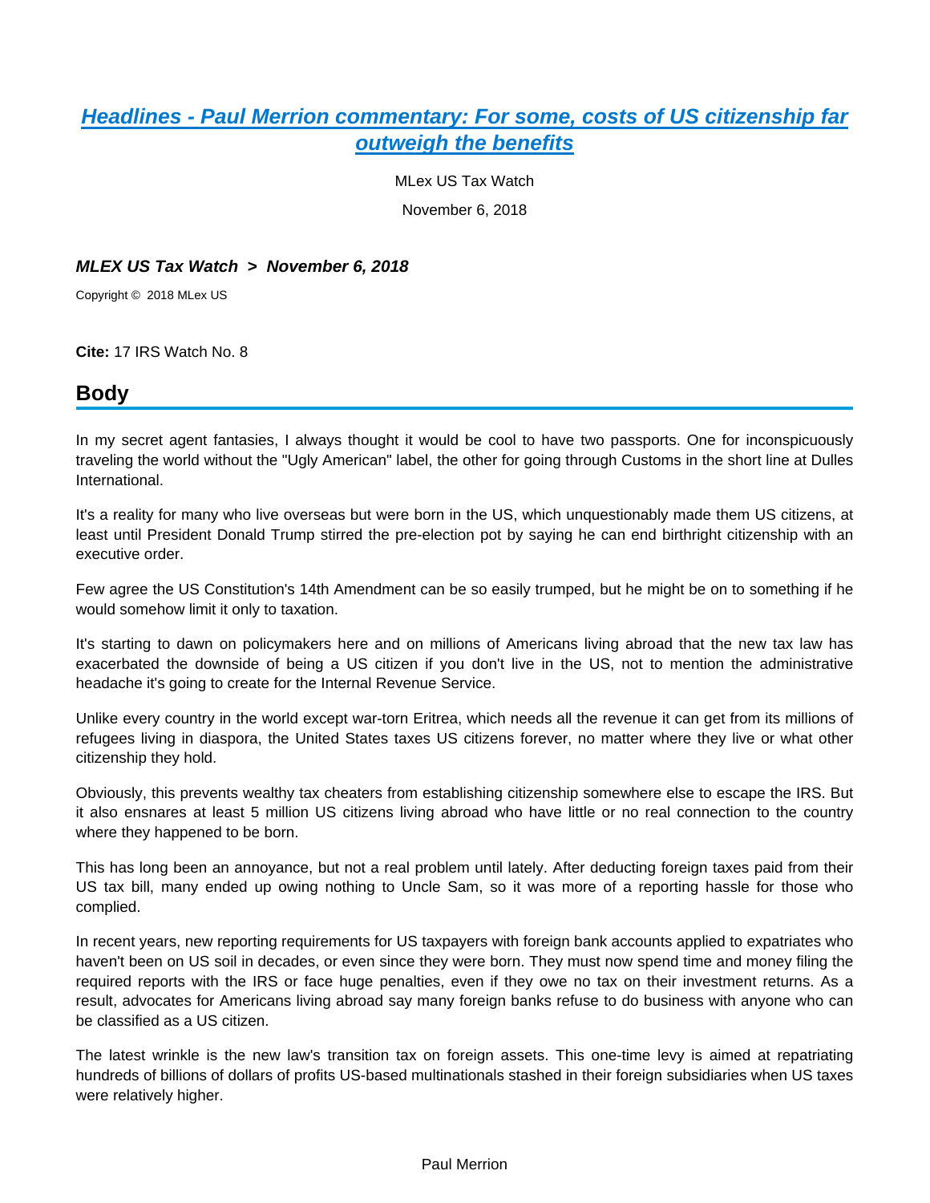# [Headlines - Paul Merrion commentary: For some, costs of US citizenship far outweigh the benefits]

MLex US Tax Watch

November 6, 2018

***MLEX US Tax Watch > November 6, 2018***

Copyright © 2018 MLex US

**Cite:** 17 IRS Watch No. 8

## Body

In my secret agent fantasies, I always thought it would be cool to have two passports. One for inconspicuously traveling the world without the "Ugly American" label, the other for going through Customs in the short line at Dulles International.

It's a reality for many who live overseas but were born in the US, which unquestionably made them US citizens, at least until President Donald Trump stirred the pre-election pot by saying he can end birthright citizenship with an executive order.

Few agree the US Constitution's 14th Amendment can be so easily trumped, but he might be on to something if he would somehow limit it only to taxation.

It's starting to dawn on policymakers here and on millions of Americans living abroad that the new tax law has exacerbated the downside of being a US citizen if you don't live in the US, not to mention the administrative headache it's going to create for the Internal Revenue Service.

Unlike every country in the world except war-torn Eritrea, which needs all the revenue it can get from its millions of refugees living in diaspora, the United States taxes US citizens forever, no matter where they live or what other citizenship they hold.

Obviously, this prevents wealthy tax cheaters from establishing citizenship somewhere else to escape the IRS. But it also ensnares at least 5 million US citizens living abroad who have little or no real connection to the country where they happened to be born.

This has long been an annoyance, but not a real problem until lately. After deducting foreign taxes paid from their US tax bill, many ended up owing nothing to Uncle Sam, so it was more of a reporting hassle for those who complied.

In recent years, new reporting requirements for US taxpayers with foreign bank accounts applied to expatriates who haven't been on US soil in decades, or even since they were born. They must now spend time and money filing the required reports with the IRS or face huge penalties, even if they owe no tax on their investment returns. As a result, advocates for Americans living abroad say many foreign banks refuse to do business with anyone who can be classified as a US citizen.

The latest wrinkle is the new law's transition tax on foreign assets. This one-time levy is aimed at repatriating hundreds of billions of dollars of profits US-based multinationals stashed in their foreign subsidiaries when US taxes were relatively higher.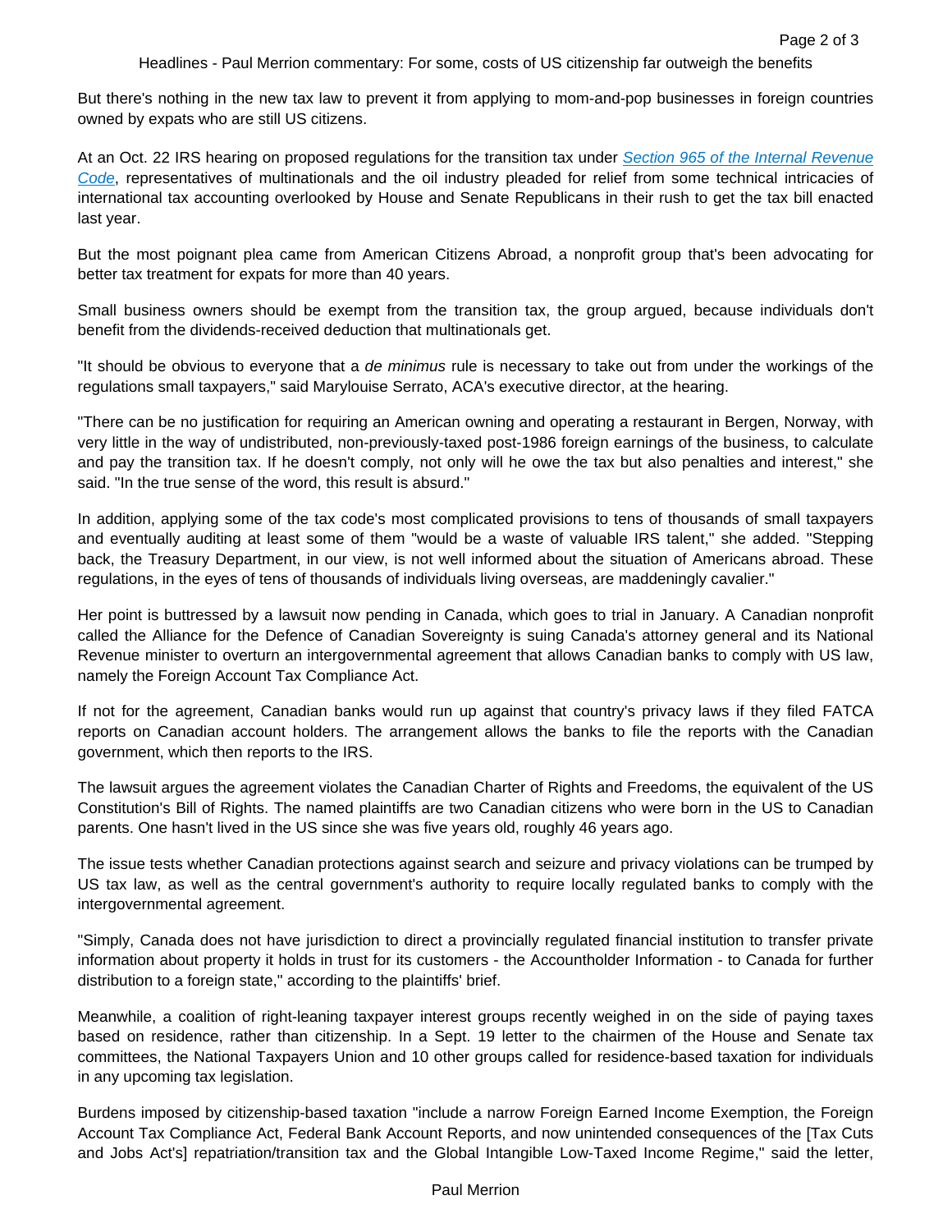But there's nothing in the new tax law to prevent it from applying to mom-and-pop businesses in foreign countries owned by expats who are still US citizens.

At an Oct. 22 IRS hearing on proposed regulations for the transition tax under *Section 965 of the Internal Revenue Code*, representatives of multinationals and the oil industry pleaded for relief from some technical intricacies of international tax accounting overlooked by House and Senate Republicans in their rush to get the tax bill enacted last year.

But the most poignant plea came from American Citizens Abroad, a nonprofit group that's been advocating for better tax treatment for expats for more than 40 years.

Small business owners should be exempt from the transition tax, the group argued, because individuals don't benefit from the dividends-received deduction that multinationals get.

"It should be obvious to everyone that a *de minimus* rule is necessary to take out from under the workings of the regulations small taxpayers," said Marylouise Serrato, ACA's executive director, at the hearing.

"There can be no justification for requiring an American owning and operating a restaurant in Bergen, Norway, with very little in the way of undistributed, non-previously-taxed post-1986 foreign earnings of the business, to calculate and pay the transition tax. If he doesn't comply, not only will he owe the tax but also penalties and interest," she said. "In the true sense of the word, this result is absurd."

In addition, applying some of the tax code's most complicated provisions to tens of thousands of small taxpayers and eventually auditing at least some of them "would be a waste of valuable IRS talent," she added. "Stepping back, the Treasury Department, in our view, is not well informed about the situation of Americans abroad. These regulations, in the eyes of tens of thousands of individuals living overseas, are maddeningly cavalier."

Her point is buttressed by a lawsuit now pending in Canada, which goes to trial in January. A Canadian nonprofit called the Alliance for the Defence of Canadian Sovereignty is suing Canada's attorney general and its National Revenue minister to overturn an intergovernmental agreement that allows Canadian banks to comply with US law, namely the Foreign Account Tax Compliance Act.

If not for the agreement, Canadian banks would run up against that country's privacy laws if they filed FATCA reports on Canadian account holders. The arrangement allows the banks to file the reports with the Canadian government, which then reports to the IRS.

The lawsuit argues the agreement violates the Canadian Charter of Rights and Freedoms, the equivalent of the US Constitution's Bill of Rights. The named plaintiffs are two Canadian citizens who were born in the US to Canadian parents. One hasn't lived in the US since she was five years old, roughly 46 years ago.

The issue tests whether Canadian protections against search and seizure and privacy violations can be trumped by US tax law, as well as the central government's authority to require locally regulated banks to comply with the intergovernmental agreement.

"Simply, Canada does not have jurisdiction to direct a provincially regulated financial institution to transfer private information about property it holds in trust for its customers - the Accountholder Information - to Canada for further distribution to a foreign state," according to the plaintiffs' brief.

Meanwhile, a coalition of right-leaning taxpayer interest groups recently weighed in on the side of paying taxes based on residence, rather than citizenship. In a Sept. 19 letter to the chairmen of the House and Senate tax committees, the National Taxpayers Union and 10 other groups called for residence-based taxation for individuals in any upcoming tax legislation.

Burdens imposed by citizenship-based taxation "include a narrow Foreign Earned Income Exemption, the Foreign Account Tax Compliance Act, Federal Bank Account Reports, and now unintended consequences of the [Tax Cuts and Jobs Act's] repatriation/transition tax and the Global Intangible Low-Taxed Income Regime," said the letter,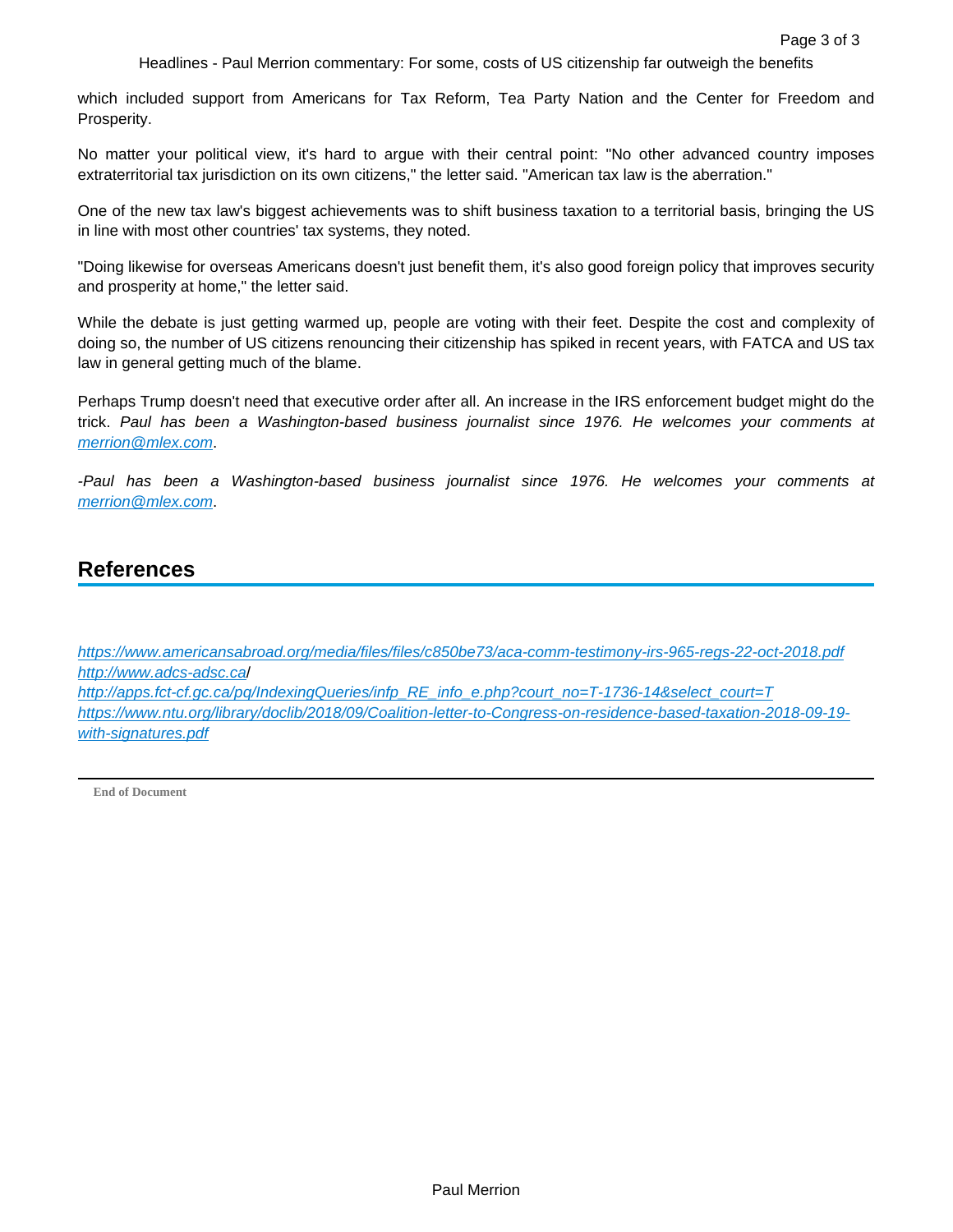which included support from Americans for Tax Reform, Tea Party Nation and the Center for Freedom and Prosperity.

No matter your political view, it's hard to argue with their central point: "No other advanced country imposes extraterritorial tax jurisdiction on its own citizens," the letter said. "American tax law is the aberration."

One of the new tax law's biggest achievements was to shift business taxation to a territorial basis, bringing the US in line with most other countries' tax systems, they noted.

"Doing likewise for overseas Americans doesn't just benefit them, it's also good foreign policy that improves security and prosperity at home," the letter said.

While the debate is just getting warmed up, people are voting with their feet. Despite the cost and complexity of doing so, the number of US citizens renouncing their citizenship has spiked in recent years, with FATCA and US tax law in general getting much of the blame.

Perhaps Trump doesn't need that executive order after all. An increase in the IRS enforcement budget might do the trick. *Paul has been a Washington-based business journalist since 1976. He welcomes your comments at merrion@mlex.com*.

*-Paul has been a Washington-based business journalist since 1976. He welcomes your comments at merrion@mlex.com*.

## References

https://www.americansabroad.org/media/files/files/c850be73/aca-comm-testimony-irs-965-regs-22-oct-2018.pdf
http://www.adcs-adsc.ca/
http://apps.fct-cf.gc.ca/pq/IndexingQueries/infp_RE_info_e.php?court_no=T-1736-14&select_court=T
https://www.ntu.org/library/doclib/2018/09/Coalition-letter-to-Congress-on-residence-based-taxation-2018-09-19-with-signatures.pdf

End of Document